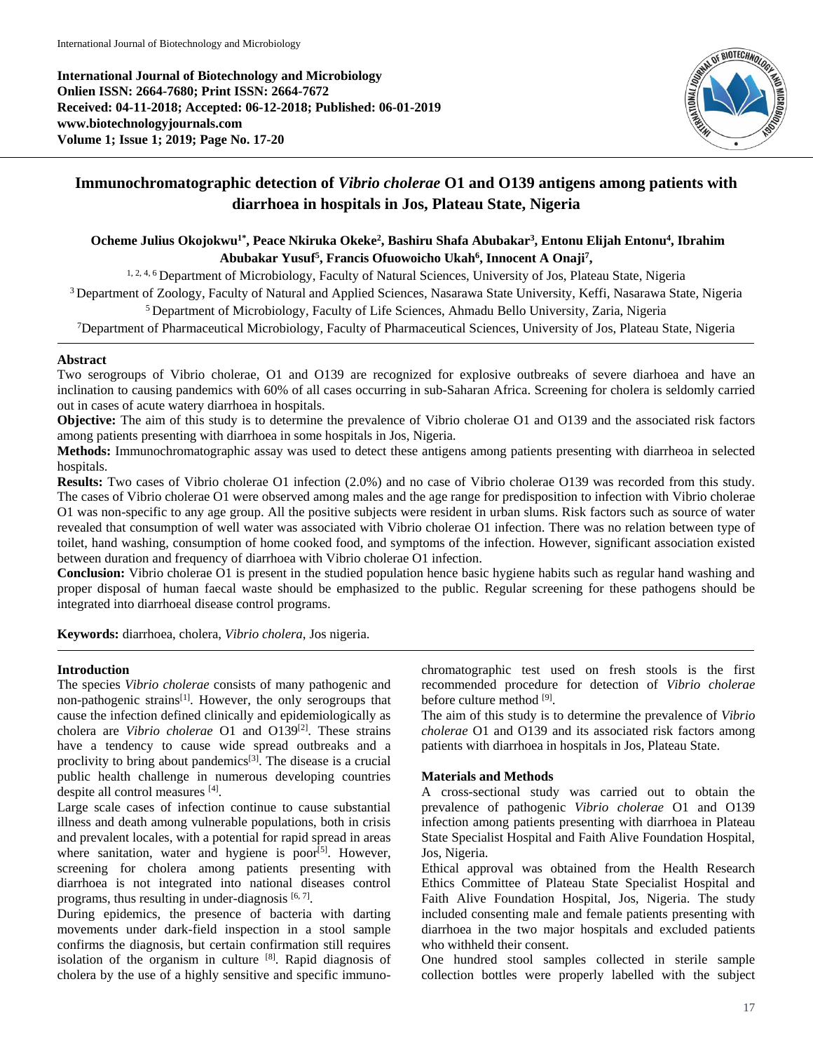**International Journal of Biotechnology and Microbiology**
**Onlien ISSN: 2664-7680; Print ISSN: 2664-7672**
**Received: 04-11-2018; Accepted: 06-12-2018; Published: 06-01-2019**
**www.biotechnologyjournals.com**
**Volume 1; Issue 1; 2019; Page No. 17-20**

# Immunochromatographic detection of *Vibrio cholerae* O1 and O139 antigens among patients with diarrhoea in hospitals in Jos, Plateau State, Nigeria

**Ocheme Julius Okojokwu[1*], Peace Nkiruka Okeke[2], Bashiru Shafa Abubakar[3], Entonu Elijah Entonu[4], Ibrahim Abubakar Yusuf[5], Francis Ofuowoicho Ukah[6], Innocent A Onaji[7],**

[1, 2, 4, 6] Department of Microbiology, Faculty of Natural Sciences, University of Jos, Plateau State, Nigeria
[3] Department of Zoology, Faculty of Natural and Applied Sciences, Nasarawa State University, Keffi, Nasarawa State, Nigeria
[5] Department of Microbiology, Faculty of Life Sciences, Ahmadu Bello University, Zaria, Nigeria
[7]Department of Pharmaceutical Microbiology, Faculty of Pharmaceutical Sciences, University of Jos, Plateau State, Nigeria

## Abstract

Two serogroups of Vibrio cholerae, O1 and O139 are recognized for explosive outbreaks of severe diarhoea and have an inclination to causing pandemics with 60% of all cases occurring in sub-Saharan Africa. Screening for cholera is seldomly carried out in cases of acute watery diarrhoea in hospitals.

**Objective:** The aim of this study is to determine the prevalence of Vibrio cholerae O1 and O139 and the associated risk factors among patients presenting with diarrhoea in some hospitals in Jos, Nigeria.

**Methods:** Immunochromatographic assay was used to detect these antigens among patients presenting with diarrheoa in selected hospitals.

**Results:** Two cases of Vibrio cholerae O1 infection (2.0%) and no case of Vibrio cholerae O139 was recorded from this study. The cases of Vibrio cholerae O1 were observed among males and the age range for predisposition to infection with Vibrio cholerae O1 was non-specific to any age group. All the positive subjects were resident in urban slums. Risk factors such as source of water revealed that consumption of well water was associated with Vibrio cholerae O1 infection. There was no relation between type of toilet, hand washing, consumption of home cooked food, and symptoms of the infection. However, significant association existed between duration and frequency of diarrhoea with Vibrio cholerae O1 infection.

**Conclusion:** Vibrio cholerae O1 is present in the studied population hence basic hygiene habits such as regular hand washing and proper disposal of human faecal waste should be emphasized to the public. Regular screening for these pathogens should be integrated into diarrhoeal disease control programs.

**Keywords:** diarrhoea, cholera, *Vibrio cholera*, Jos nigeria.

## Introduction

The species *Vibrio cholerae* consists of many pathogenic and non-pathogenic strains[1]. However, the only serogroups that cause the infection defined clinically and epidemiologically as cholera are *Vibrio cholerae* O1 and O139[2]. These strains have a tendency to cause wide spread outbreaks and a proclivity to bring about pandemics[3]. The disease is a crucial public health challenge in numerous developing countries despite all control measures [4].

Large scale cases of infection continue to cause substantial illness and death among vulnerable populations, both in crisis and prevalent locales, with a potential for rapid spread in areas where sanitation, water and hygiene is poor[5]. However, screening for cholera among patients presenting with diarrhoea is not integrated into national diseases control programs, thus resulting in under-diagnosis [6, 7].

During epidemics, the presence of bacteria with darting movements under dark-field inspection in a stool sample confirms the diagnosis, but certain confirmation still requires isolation of the organism in culture [8]. Rapid diagnosis of cholera by the use of a highly sensitive and specific immuno-chromatographic test used on fresh stools is the first recommended procedure for detection of *Vibrio cholerae* before culture method [9].

The aim of this study is to determine the prevalence of *Vibrio cholerae* O1 and O139 and its associated risk factors among patients with diarrhoea in hospitals in Jos, Plateau State.

## Materials and Methods

A cross-sectional study was carried out to obtain the prevalence of pathogenic *Vibrio cholerae* O1 and O139 infection among patients presenting with diarrhoea in Plateau State Specialist Hospital and Faith Alive Foundation Hospital, Jos, Nigeria.

Ethical approval was obtained from the Health Research Ethics Committee of Plateau State Specialist Hospital and Faith Alive Foundation Hospital, Jos, Nigeria. The study included consenting male and female patients presenting with diarrhoea in the two major hospitals and excluded patients who withheld their consent.

One hundred stool samples collected in sterile sample collection bottles were properly labelled with the subject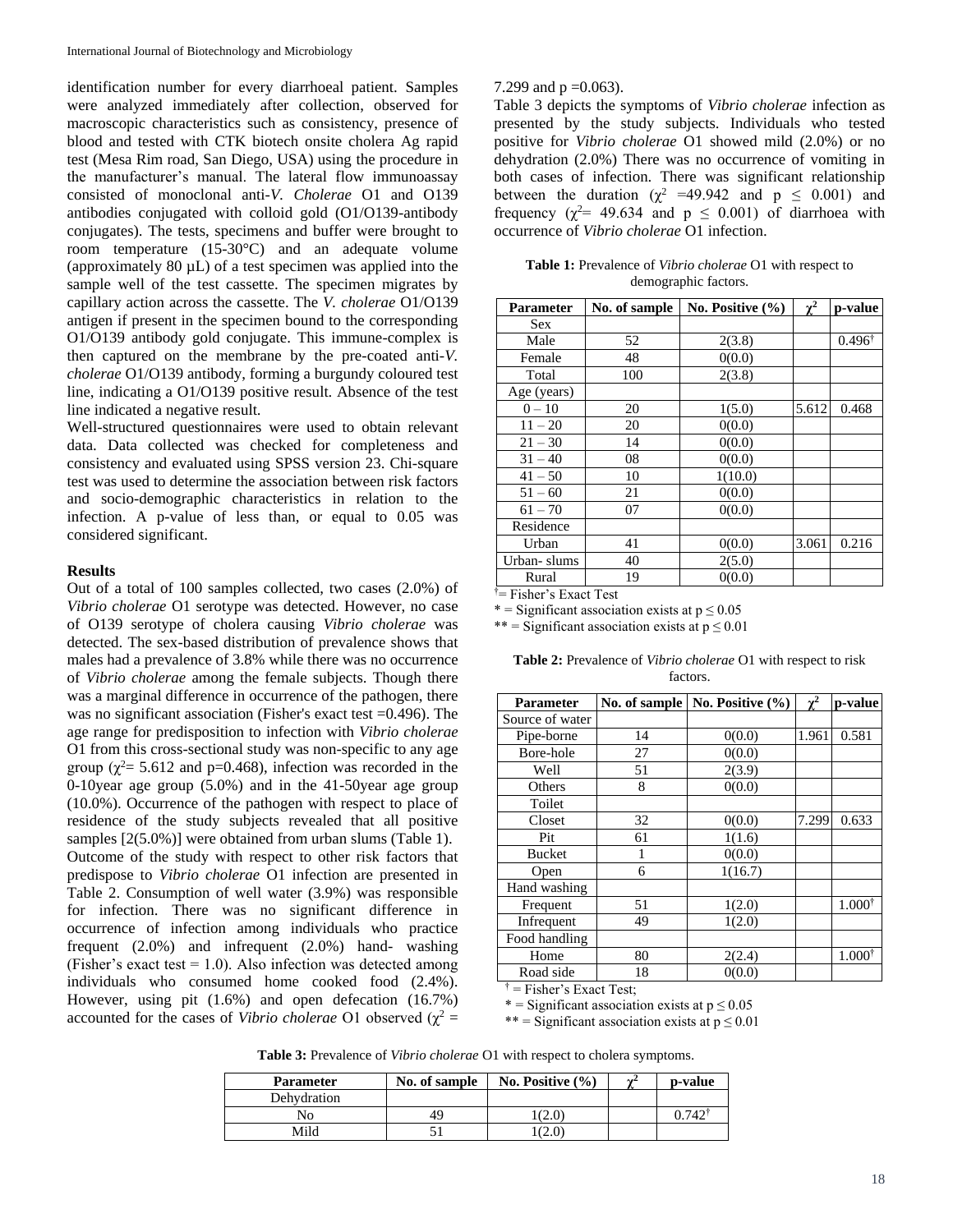identification number for every diarrhoeal patient. Samples were analyzed immediately after collection, observed for macroscopic characteristics such as consistency, presence of blood and tested with CTK biotech onsite cholera Ag rapid test (Mesa Rim road, San Diego, USA) using the procedure in the manufacturer's manual. The lateral flow immunoassay consisted of monoclonal anti-*V. Cholerae* O1 and O139 antibodies conjugated with colloid gold (O1/O139-antibody conjugates). The tests, specimens and buffer were brought to room temperature (15-30°C) and an adequate volume (approximately 80 µL) of a test specimen was applied into the sample well of the test cassette. The specimen migrates by capillary action across the cassette. The *V. cholerae* O1/O139 antigen if present in the specimen bound to the corresponding O1/O139 antibody gold conjugate. This immune-complex is then captured on the membrane by the pre-coated anti-*V. cholerae* O1/O139 antibody, forming a burgundy coloured test line, indicating a O1/O139 positive result. Absence of the test line indicated a negative result.

Well-structured questionnaires were used to obtain relevant data. Data collected was checked for completeness and consistency and evaluated using SPSS version 23. Chi-square test was used to determine the association between risk factors and socio-demographic characteristics in relation to the infection. A p-value of less than, or equal to 0.05 was considered significant.

**Results**

Out of a total of 100 samples collected, two cases (2.0%) of *Vibrio cholerae* O1 serotype was detected. However, no case of O139 serotype of cholera causing *Vibrio cholerae* was detected. The sex-based distribution of prevalence shows that males had a prevalence of 3.8% while there was no occurrence of *Vibrio cholerae* among the female subjects. Though there was a marginal difference in occurrence of the pathogen, there was no significant association (Fisher's exact test =0.496). The age range for predisposition to infection with *Vibrio cholerae* O1 from this cross-sectional study was non-specific to any age group ($\chi^2$= 5.612 and p=0.468), infection was recorded in the 0-10year age group (5.0%) and in the 41-50year age group (10.0%). Occurrence of the pathogen with respect to place of residence of the study subjects revealed that all positive samples [2(5.0%)] were obtained from urban slums (Table 1).

Outcome of the study with respect to other risk factors that predispose to *Vibrio cholerae* O1 infection are presented in Table 2. Consumption of well water (3.9%) was responsible for infection. There was no significant difference in occurrence of infection among individuals who practice frequent (2.0%) and infrequent (2.0%) hand- washing (Fisher's exact test = 1.0). Also infection was detected among individuals who consumed home cooked food (2.4%). However, using pit (1.6%) and open defecation (16.7%) accounted for the cases of *Vibrio cholerae* O1 observed ($\chi^2$ = 7.299 and p =0.063).

Table 3 depicts the symptoms of *Vibrio cholerae* infection as presented by the study subjects. Individuals who tested positive for *Vibrio cholerae* O1 showed mild (2.0%) or no dehydration (2.0%) There was no occurrence of vomiting in both cases of infection. There was significant relationship between the duration ($\chi^2$ =49.942 and p ≤ 0.001) and frequency ($\chi^2$= 49.634 and p ≤ 0.001) of diarrhoea with occurrence of *Vibrio cholerae* O1 infection.

**Table 1:** Prevalence of *Vibrio cholerae* O1 with respect to demographic factors.

| Parameter | No. of sample | No. Positive (%) | $\chi^2$ | p-value |
|---|---|---|---|---|
| Sex | | | | |
| Male | 52 | 2(3.8) | | 0.496† |
| Female | 48 | 0(0.0) | | |
| Total | 100 | 2(3.8) | | |
| Age (years) | | | | |
| 0 – 10 | 20 | 1(5.0) | 5.612 | 0.468 |
| 11 – 20 | 20 | 0(0.0) | | |
| 21 – 30 | 14 | 0(0.0) | | |
| 31 – 40 | 08 | 0(0.0) | | |
| 41 – 50 | 10 | 1(10.0) | | |
| 51 – 60 | 21 | 0(0.0) | | |
| 61 – 70 | 07 | 0(0.0) | | |
| Residence | | | | |
| Urban | 41 | 0(0.0) | 3.061 | 0.216 |
| Urban- slums | 40 | 2(5.0) | | |
| Rural | 19 | 0(0.0) | | |

†= Fisher's Exact Test

* = Significant association exists at p ≤ 0.05

** = Significant association exists at p ≤ 0.01

**Table 2:** Prevalence of *Vibrio cholerae* O1 with respect to risk factors.

| Parameter | No. of sample | No. Positive (%) | $\chi^2$ | p-value |
|---|---|---|---|---|
| Source of water | | | | |
| Pipe-borne | 14 | 0(0.0) | 1.961 | 0.581 |
| Bore-hole | 27 | 0(0.0) | | |
| Well | 51 | 2(3.9) | | |
| Others | 8 | 0(0.0) | | |
| Toilet | | | | |
| Closet | 32 | 0(0.0) | 7.299 | 0.633 |
| Pit | 61 | 1(1.6) | | |
| Bucket | 1 | 0(0.0) | | |
| Open | 6 | 1(16.7) | | |
| Hand washing | | | | |
| Frequent | 51 | 1(2.0) | | 1.000† |
| Infrequent | 49 | 1(2.0) | | |
| Food handling | | | | |
| Home | 80 | 2(2.4) | | 1.000† |
| Road side | 18 | 0(0.0) | | |

† = Fisher's Exact Test;

* = Significant association exists at p ≤ 0.05

** = Significant association exists at p ≤ 0.01

**Table 3:** Prevalence of *Vibrio cholerae* O1 with respect to cholera symptoms.

| Parameter | No. of sample | No. Positive (%) | $\chi^2$ | p-value |
|---|---|---|---|---|
| Dehydration | | | | |
| No | 49 | 1(2.0) | | 0.742† |
| Mild | 51 | 1(2.0) | | |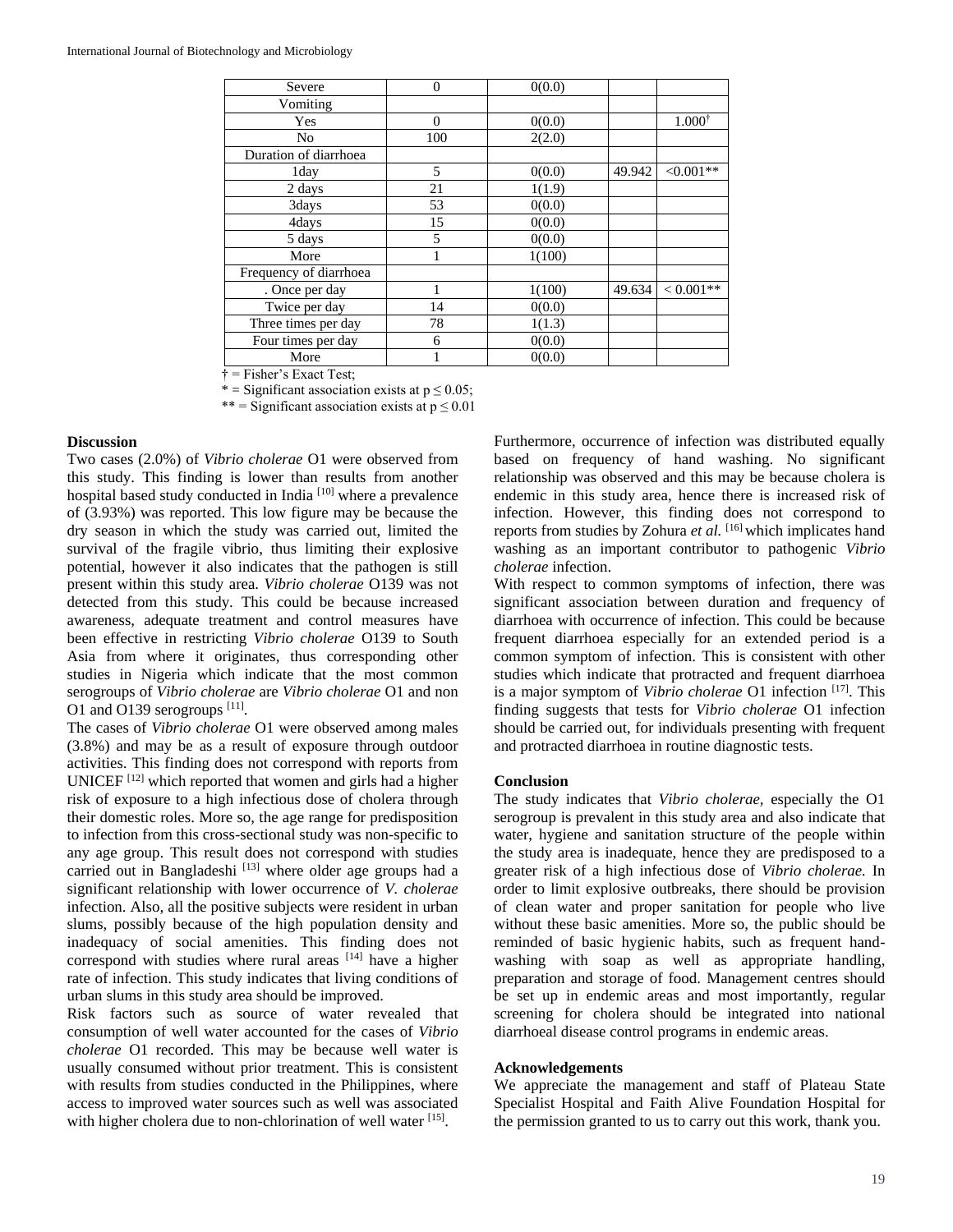| | | | | |
|---|---|---|---|---|
| Severe | 0 | 0(0.0) | | |
| Vomiting | | | | |
| Yes | 0 | 0(0.0) | | 1.000† |
| No | 100 | 2(2.0) | | |
| Duration of diarrhoea | | | | |
| 1day | 5 | 0(0.0) | 49.942 | <0.001** |
| 2 days | 21 | 1(1.9) | | |
| 3days | 53 | 0(0.0) | | |
| 4days | 15 | 0(0.0) | | |
| 5 days | 5 | 0(0.0) | | |
| More | 1 | 1(100) | | |
| Frequency of diarrhoea | | | | |
| . Once per day | 1 | 1(100) | 49.634 | < 0.001** |
| Twice per day | 14 | 0(0.0) | | |
| Three times per day | 78 | 1(1.3) | | |
| Four times per day | 6 | 0(0.0) | | |
| More | 1 | 0(0.0) | | |

† = Fisher's Exact Test;

* = Significant association exists at $p \leq 0.05$;

** = Significant association exists at $p \leq 0.01$

## Discussion

Two cases (2.0%) of *Vibrio cholerae* O1 were observed from this study. This finding is lower than results from another hospital based study conducted in India [10] where a prevalence of (3.93%) was reported. This low figure may be because the dry season in which the study was carried out, limited the survival of the fragile vibrio, thus limiting their explosive potential, however it also indicates that the pathogen is still present within this study area. *Vibrio cholerae* O139 was not detected from this study. This could be because increased awareness, adequate treatment and control measures have been effective in restricting *Vibrio cholerae* O139 to South Asia from where it originates, thus corresponding other studies in Nigeria which indicate that the most common serogroups of *Vibrio cholerae* are *Vibrio cholerae* O1 and non O1 and O139 serogroups [11].

The cases of *Vibrio cholerae* O1 were observed among males (3.8%) and may be as a result of exposure through outdoor activities. This finding does not correspond with reports from UNICEF [12] which reported that women and girls had a higher risk of exposure to a high infectious dose of cholera through their domestic roles. More so, the age range for predisposition to infection from this cross-sectional study was non-specific to any age group. This result does not correspond with studies carried out in Bangladeshi [13] where older age groups had a significant relationship with lower occurrence of *V. cholerae* infection. Also, all the positive subjects were resident in urban slums, possibly because of the high population density and inadequacy of social amenities. This finding does not correspond with studies where rural areas [14] have a higher rate of infection. This study indicates that living conditions of urban slums in this study area should be improved.

Risk factors such as source of water revealed that consumption of well water accounted for the cases of *Vibrio cholerae* O1 recorded. This may be because well water is usually consumed without prior treatment. This is consistent with results from studies conducted in the Philippines, where access to improved water sources such as well was associated with higher cholera due to non-chlorination of well water [15].

Furthermore, occurrence of infection was distributed equally based on frequency of hand washing. No significant relationship was observed and this may be because cholera is endemic in this study area, hence there is increased risk of infection. However, this finding does not correspond to reports from studies by Zohura *et al.* [16] which implicates hand washing as an important contributor to pathogenic *Vibrio cholerae* infection.

With respect to common symptoms of infection, there was significant association between duration and frequency of diarrhoea with occurrence of infection. This could be because frequent diarrhoea especially for an extended period is a common symptom of infection. This is consistent with other studies which indicate that protracted and frequent diarrhoea is a major symptom of *Vibrio cholerae* O1 infection [17]. This finding suggests that tests for *Vibrio cholerae* O1 infection should be carried out, for individuals presenting with frequent and protracted diarrhoea in routine diagnostic tests.

## Conclusion

The study indicates that *Vibrio cholerae,* especially the O1 serogroup is prevalent in this study area and also indicate that water, hygiene and sanitation structure of the people within the study area is inadequate, hence they are predisposed to a greater risk of a high infectious dose of *Vibrio cholerae.* In order to limit explosive outbreaks, there should be provision of clean water and proper sanitation for people who live without these basic amenities. More so, the public should be reminded of basic hygienic habits, such as frequent hand-washing with soap as well as appropriate handling, preparation and storage of food. Management centres should be set up in endemic areas and most importantly, regular screening for cholera should be integrated into national diarrhoeal disease control programs in endemic areas.

## Acknowledgements

We appreciate the management and staff of Plateau State Specialist Hospital and Faith Alive Foundation Hospital for the permission granted to us to carry out this work, thank you.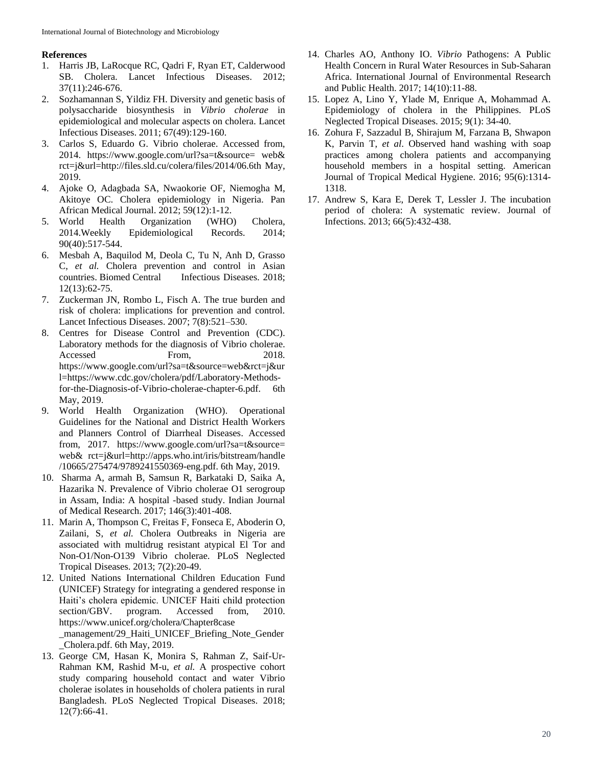## References

1. Harris JB, LaRocque RC, Qadri F, Ryan ET, Calderwood SB. Cholera. Lancet Infectious Diseases. 2012; 37(11):246-676.
2. Sozhamannan S, Yildiz FH. Diversity and genetic basis of polysaccharide biosynthesis in *Vibrio cholerae* in epidemiological and molecular aspects on cholera. Lancet Infectious Diseases. 2011; 67(49):129-160.
3. Carlos S, Eduardo G. Vibrio cholerae. Accessed from, 2014. https://www.google.com/url?sa=t&source= web& rct=j&url=http://files.sld.cu/colera/files/2014/06.6th May, 2019.
4. Ajoke O, Adagbada SA, Nwaokorie OF, Niemogha M, Akitoye OC. Cholera epidemiology in Nigeria. Pan African Medical Journal. 2012; 59(12):1-12.
5. World Health Organization (WHO) Cholera, 2014.Weekly Epidemiological Records. 2014; 90(40):517-544.
6. Mesbah A, Baquilod M, Deola C, Tu N, Anh D, Grasso C, *et al.* Cholera prevention and control in Asian countries. Biomed Central Infectious Diseases. 2018; 12(13):62-75.
7. Zuckerman JN, Rombo L, Fisch A. The true burden and risk of cholera: implications for prevention and control. Lancet Infectious Diseases. 2007; 7(8):521–530.
8. Centres for Disease Control and Prevention (CDC). Laboratory methods for the diagnosis of Vibrio cholerae. Accessed From, 2018. https://www.google.com/url?sa=t&source=web&rct=j&url=https://www.cdc.gov/cholera/pdf/Laboratory-Methods-for-the-Diagnosis-of-Vibrio-cholerae-chapter-6.pdf. 6th May, 2019.
9. World Health Organization (WHO). Operational Guidelines for the National and District Health Workers and Planners Control of Diarrheal Diseases. Accessed from, 2017. https://www.google.com/url?sa=t&source= web& rct=j&url=http://apps.who.int/iris/bitstream/handle/10665/275474/9789241550369-eng.pdf. 6th May, 2019.
10. Sharma A, armah B, Samsun R, Barkataki D, Saika A, Hazarika N. Prevalence of Vibrio cholerae O1 serogroup in Assam, India: A hospital -based study. Indian Journal of Medical Research. 2017; 146(3):401-408.
11. Marin A, Thompson C, Freitas F, Fonseca E, Aboderin O, Zailani, S, *et al.* Cholera Outbreaks in Nigeria are associated with multidrug resistant atypical El Tor and Non-O1/Non-O139 Vibrio cholerae. PLoS Neglected Tropical Diseases. 2013; 7(2):20-49.
12. United Nations International Children Education Fund (UNICEF) Strategy for integrating a gendered response in Haiti's cholera epidemic. UNICEF Haiti child protection section/GBV. program. Accessed from, 2010. https://www.unicef.org/cholera/Chapter8case _management/29_Haiti_UNICEF_Briefing_Note_Gender _Cholera.pdf. 6th May, 2019.
13. George CM, Hasan K, Monira S, Rahman Z, Saif-Ur-Rahman KM, Rashid M-u, *et al.* A prospective cohort study comparing household contact and water Vibrio cholerae isolates in households of cholera patients in rural Bangladesh. PLoS Neglected Tropical Diseases. 2018; 12(7):66-41.
14. Charles AO, Anthony IO. *Vibrio* Pathogens: A Public Health Concern in Rural Water Resources in Sub-Saharan Africa. International Journal of Environmental Research and Public Health. 2017; 14(10):11-88.
15. Lopez A, Lino Y, Ylade M, Enrique A, Mohammad A. Epidemiology of cholera in the Philippines. PLoS Neglected Tropical Diseases. 2015; 9(1): 34-40.
16. Zohura F, Sazzadul B, Shirajum M, Farzana B, Shwapon K, Parvin T, *et al*. Observed hand washing with soap practices among cholera patients and accompanying household members in a hospital setting. American Journal of Tropical Medical Hygiene. 2016; 95(6):1314-1318.
17. Andrew S, Kara E, Derek T, Lessler J. The incubation period of cholera: A systematic review. Journal of Infections. 2013; 66(5):432-438.